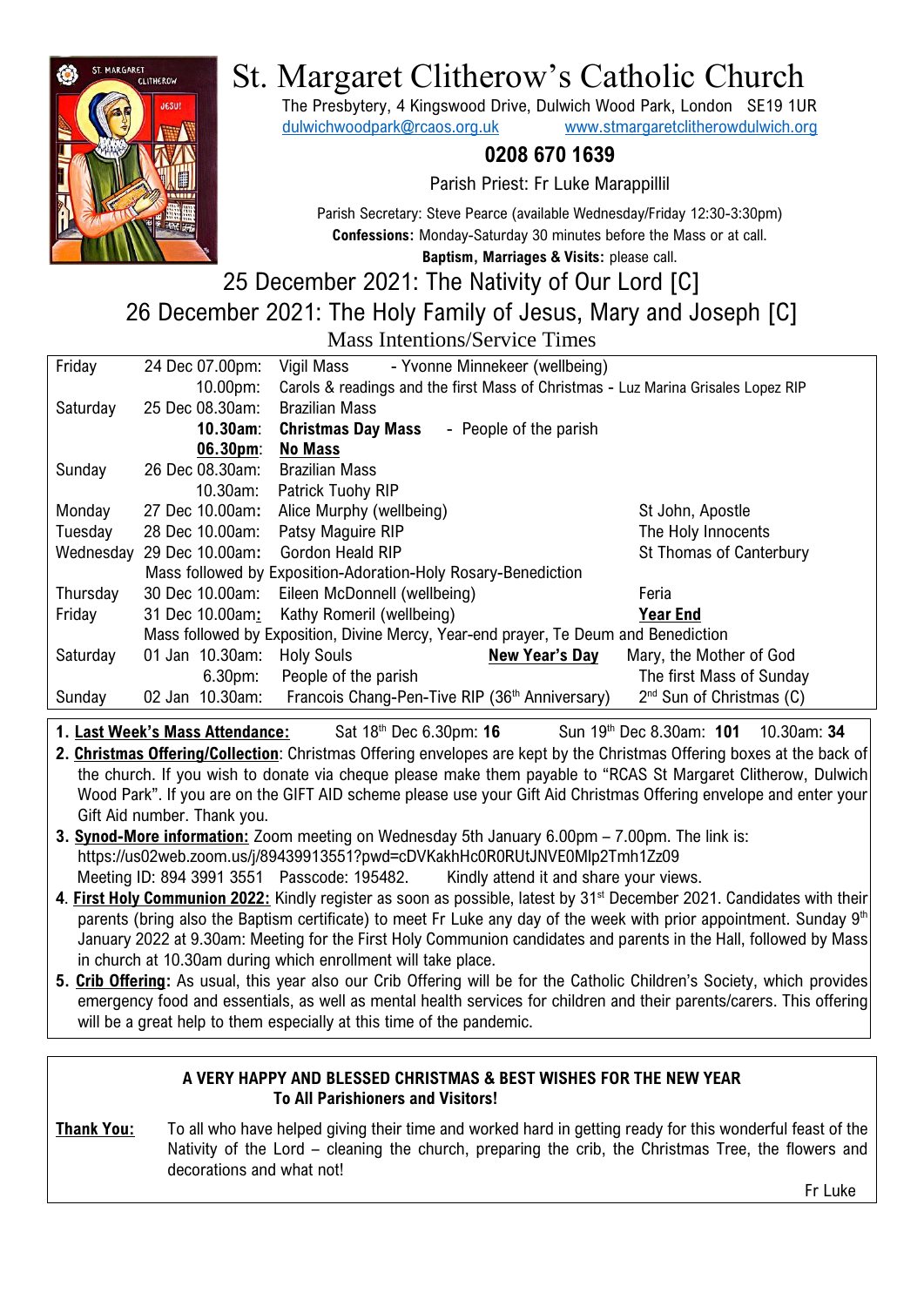# St. Margaret Clitherow's Catholic Church

The Presbytery, 4 Kingswood Drive, Dulwich Wood Park, London SE19 1UR
dulwichwoodpark@rcaos.org.uk www.stmargaretclitherowdulwich.org

**0208 670 1639**

Parish Priest: Fr Luke Marappillil

Parish Secretary: Steve Pearce (available Wednesday/Friday 12:30-3:30pm)
**Confessions:** Monday-Saturday 30 minutes before the Mass or at call.
**Baptism, Marriages & Visits:** please call.

## 25 December 2021: The Nativity of Our Lord [C]
## 26 December 2021: The Holy Family of Jesus, Mary and Joseph [C]

### Mass Intentions/Service Times

| | | | |
|---|---|---|---|
| Friday | 24 Dec 07.00pm: | Vigil Mass - Yvonne Minnekeer (wellbeing) | |
| | 10.00pm: | Carols & readings and the first Mass of Christmas - Luz Marina Grisales Lopez RIP | |
| Saturday | 25 Dec 08.30am: | Brazilian Mass | |
| | **10.30am**: | **Christmas Day Mass** - People of the parish | |
| | **06.30pm**: | **No Mass** | |
| Sunday | 26 Dec 08.30am: | Brazilian Mass | |
| | 10.30am: | Patrick Tuohy RIP | |
| Monday | 27 Dec 10.00am: | Alice Murphy (wellbeing) | St John, Apostle |
| Tuesday | 28 Dec 10.00am: | Patsy Maguire RIP | The Holy Innocents |
| Wednesday | 29 Dec 10.00am: | Gordon Heald RIP | St Thomas of Canterbury |
| | Mass followed by Exposition-Adoration-Holy Rosary-Benediction | | |
| Thursday | 30 Dec 10.00am: | Eileen McDonnell (wellbeing) | Feria |
| Friday | 31 Dec 10.00am: | Kathy Romeril (wellbeing) | **Year End** |
| | Mass followed by Exposition, Divine Mercy, Year-end prayer, Te Deum and Benediction | | |
| Saturday | 01 Jan 10.30am: | Holy Souls **New Year's Day** | Mary, the Mother of God |
| | 6.30pm: | People of the parish | The first Mass of Sunday |
| Sunday | 02 Jan 10.30am: | Francois Chang-Pen-Tive RIP (36th Anniversary) | 2nd Sun of Christmas (C) |

1. **Last Week's Mass Attendance:** Sat 18th Dec 6.30pm: **16** Sun 19th Dec 8.30am: **101** 10.30am: **34**
2. **Christmas Offering/Collection**: Christmas Offering envelopes are kept by the Christmas Offering boxes at the back of the church. If you wish to donate via cheque please make them payable to "RCAS St Margaret Clitherow, Dulwich Wood Park". If you are on the GIFT AID scheme please use your Gift Aid Christmas Offering envelope and enter your Gift Aid number. Thank you.
3. **Synod-More information:** Zoom meeting on Wednesday 5th January 6.00pm – 7.00pm. The link is: https://us02web.zoom.us/j/89439913551?pwd=cDVKakhHc0R0RUtJNVE0Mlp2Tmh1Zz09
   Meeting ID: 894 3991 3551 Passcode: 195482. Kindly attend it and share your views.
4. **First Holy Communion 2022:** Kindly register as soon as possible, latest by 31st December 2021. Candidates with their parents (bring also the Baptism certificate) to meet Fr Luke any day of the week with prior appointment. Sunday 9th January 2022 at 9.30am: Meeting for the First Holy Communion candidates and parents in the Hall, followed by Mass in church at 10.30am during which enrollment will take place.
5. **Crib Offering:** As usual, this year also our Crib Offering will be for the Catholic Children's Society, which provides emergency food and essentials, as well as mental health services for children and their parents/carers. This offering will be a great help to them especially at this time of the pandemic.

**A VERY HAPPY AND BLESSED CHRISTMAS & BEST WISHES FOR THE NEW YEAR**
**To All Parishioners and Visitors!**

**Thank You:** To all who have helped giving their time and worked hard in getting ready for this wonderful feast of the Nativity of the Lord – cleaning the church, preparing the crib, the Christmas Tree, the flowers and decorations and what not!

Fr Luke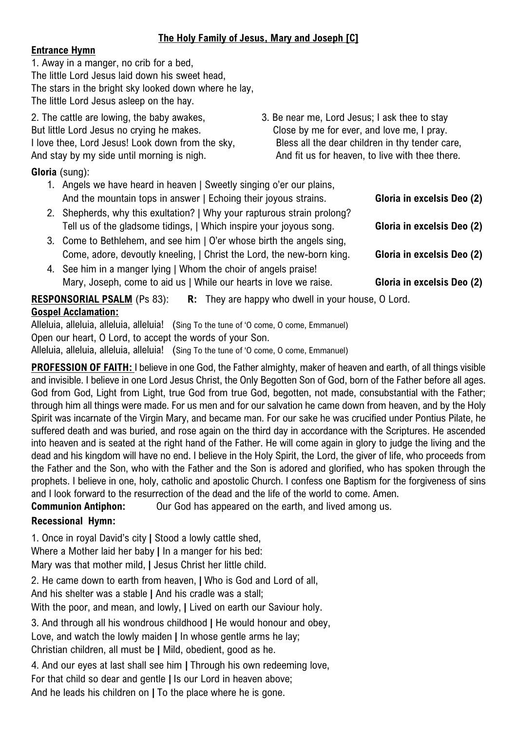## The Holy Family of Jesus, Mary and Joseph [C]

**Entrance Hymn**

1. Away in a manger, no crib for a bed,
The little Lord Jesus laid down his sweet head,
The stars in the bright sky looked down where he lay,
The little Lord Jesus asleep on the hay.

2. The cattle are lowing, the baby awakes,
But little Lord Jesus no crying he makes.
I love thee, Lord Jesus! Look down from the sky,
And stay by my side until morning is nigh.

3. Be near me, Lord Jesus; I ask thee to stay
Close by me for ever, and love me, I pray.
Bless all the dear children in thy tender care,
And fit us for heaven, to live with thee there.

**Gloria** (sung):

1. Angels we have heard in heaven | Sweetly singing o'er our plains,
And the mountain tops in answer | Echoing their joyous strains. **Gloria in excelsis Deo (2)**
2. Shepherds, why this exultation? | Why your rapturous strain prolong?
Tell us of the gladsome tidings, | Which inspire your joyous song. **Gloria in excelsis Deo (2)**
3. Come to Bethlehem, and see him | O'er whose birth the angels sing,
Come, adore, devoutly kneeling, | Christ the Lord, the new-born king. **Gloria in excelsis Deo (2)**
4. See him in a manger lying | Whom the choir of angels praise!
Mary, Joseph, come to aid us | While our hearts in love we raise. **Gloria in excelsis Deo (2)**

**RESPONSORIAL PSALM** (Ps 83): **R:** They are happy who dwell in your house, O Lord.

**Gospel Acclamation:**

Alleluia, alleluia, alleluia, alleluia! (Sing To the tune of 'O come, O come, Emmanuel)
Open our heart, O Lord, to accept the words of your Son.
Alleluia, alleluia, alleluia, alleluia! (Sing To the tune of 'O come, O come, Emmanuel)

**PROFESSION OF FAITH:** I believe in one God, the Father almighty, maker of heaven and earth, of all things visible and invisible. I believe in one Lord Jesus Christ, the Only Begotten Son of God, born of the Father before all ages. God from God, Light from Light, true God from true God, begotten, not made, consubstantial with the Father; through him all things were made. For us men and for our salvation he came down from heaven, and by the Holy Spirit was incarnate of the Virgin Mary, and became man. For our sake he was crucified under Pontius Pilate, he suffered death and was buried, and rose again on the third day in accordance with the Scriptures. He ascended into heaven and is seated at the right hand of the Father. He will come again in glory to judge the living and the dead and his kingdom will have no end. I believe in the Holy Spirit, the Lord, the giver of life, who proceeds from the Father and the Son, who with the Father and the Son is adored and glorified, who has spoken through the prophets. I believe in one, holy, catholic and apostolic Church. I confess one Baptism for the forgiveness of sins and I look forward to the resurrection of the dead and the life of the world to come. Amen.

**Communion Antiphon:** Our God has appeared on the earth, and lived among us.

**Recessional Hymn:**

1. Once in royal David's city **|** Stood a lowly cattle shed,
Where a Mother laid her baby **|** In a manger for his bed:
Mary was that mother mild, **|** Jesus Christ her little child.

2. He came down to earth from heaven, **|** Who is God and Lord of all,
And his shelter was a stable **|** And his cradle was a stall;
With the poor, and mean, and lowly, **|** Lived on earth our Saviour holy.

3. And through all his wondrous childhood **|** He would honour and obey,
Love, and watch the lowly maiden **|** In whose gentle arms he lay;
Christian children, all must be **|** Mild, obedient, good as he.

4. And our eyes at last shall see him **|** Through his own redeeming love,
For that child so dear and gentle **|** Is our Lord in heaven above;
And he leads his children on **|** To the place where he is gone.